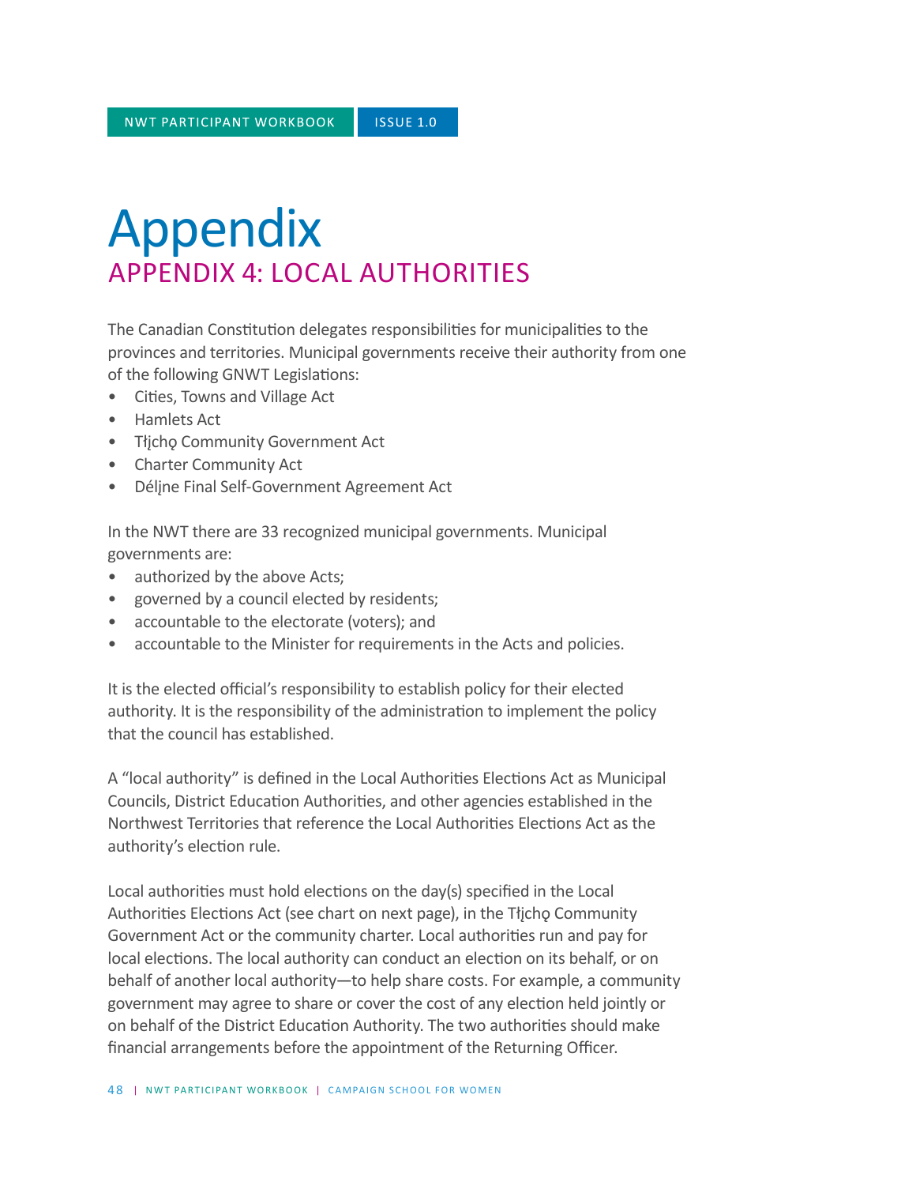# Appendix

## APPENDIX 4: LOCAL AUTHORITIES

The Canadian Constitution delegates responsibilities for municipalities to the provinces and territories. Municipal governments receive their authority from one of the following GNWT Legislations:

- Cities, Towns and Village Act
- Hamlets Act
- Tłįchǫ Community Government Act
- Charter Community Act
- Délįne Final Self-Government Agreement Act

In the NWT there are 33 recognized municipal governments. Municipal governments are:

- authorized by the above Acts;
- governed by a council elected by residents;
- accountable to the electorate (voters); and
- accountable to the Minister for requirements in the Acts and policies.

It is the elected official's responsibility to establish policy for their elected authority. It is the responsibility of the administration to implement the policy that the council has established.

A "local authority" is defined in the Local Authorities Elections Act as Municipal Councils, District Education Authorities, and other agencies established in the Northwest Territories that reference the Local Authorities Elections Act as the authority's election rule.

Local authorities must hold elections on the day(s) specified in the Local Authorities Elections Act (see chart on next page), in the Tłįchǫ Community Government Act or the community charter. Local authorities run and pay for local elections. The local authority can conduct an election on its behalf, or on behalf of another local authority—to help share costs. For example, a community government may agree to share or cover the cost of any election held jointly or on behalf of the District Education Authority. The two authorities should make financial arrangements before the appointment of the Returning Officer.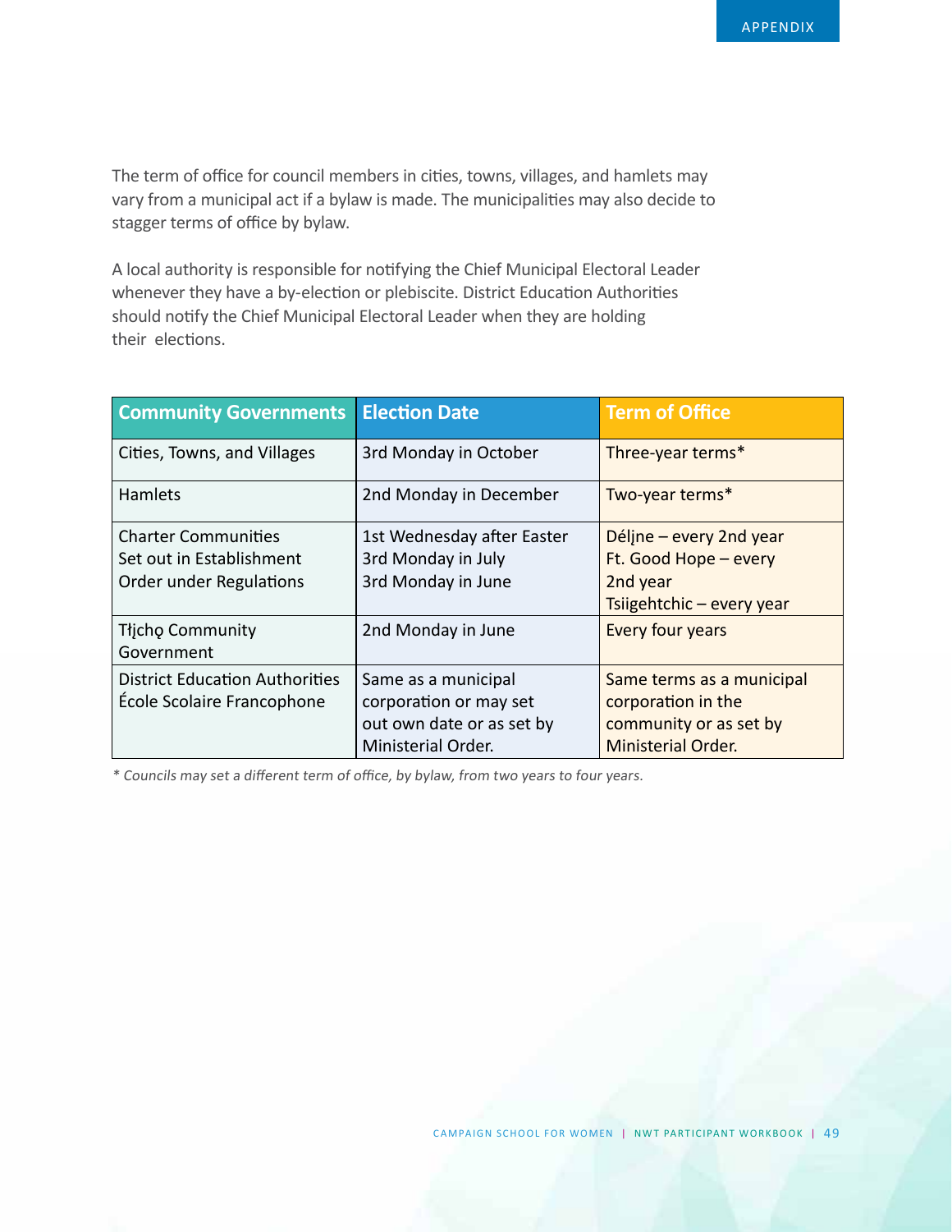The term of office for council members in cities, towns, villages, and hamlets may vary from a municipal act if a bylaw is made. The municipalities may also decide to stagger terms of office by bylaw.

A local authority is responsible for notifying the Chief Municipal Electoral Leader whenever they have a by-election or plebiscite. District Education Authorities should notify the Chief Municipal Electoral Leader when they are holding their elections.

| Community Governments | Election Date | Term of Office |
|---|---|---|
| Cities, Towns, and Villages | 3rd Monday in October | Three-year terms* |
| Hamlets | 2nd Monday in December | Two-year terms* |
| Charter Communities Set out in Establishment Order under Regulations | 1st Wednesday after Easter<br>3rd Monday in July<br>3rd Monday in June | Délı̨ne – every 2nd year<br>Ft. Good Hope – every 2nd year<br>Tsiigehtchic – every year |
| Tłı̨chǫ Community Government | 2nd Monday in June | Every four years |
| District Education Authorities École Scolaire Francophone | Same as a municipal corporation or may set out own date or as set by Ministerial Order. | Same terms as a municipal corporation in the community or as set by Ministerial Order. |

*\* Councils may set a different term of office, by bylaw, from two years to four years.*